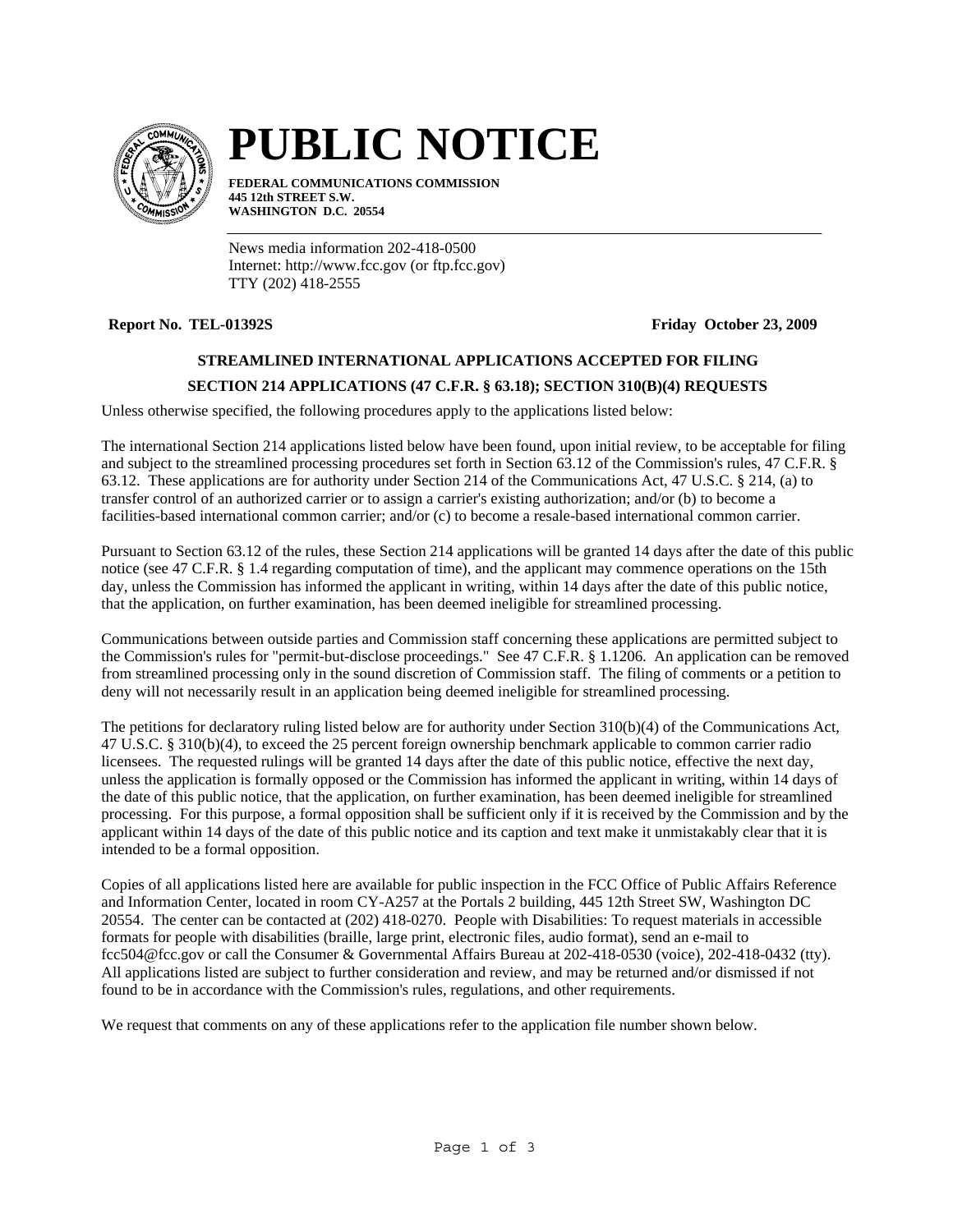# PUBLIC NOTICE

**FEDERAL COMMUNICATIONS COMMISSION**
**445 12th STREET S.W.**
**WASHINGTON D.C. 20554**

News media information 202-418-0500
Internet: http://www.fcc.gov (or ftp.fcc.gov)
TTY (202) 418-2555

**Report No. TEL-01392S** **Friday October 23, 2009**

## STREAMLINED INTERNATIONAL APPLICATIONS ACCEPTED FOR FILING

## SECTION 214 APPLICATIONS (47 C.F.R. § 63.18); SECTION 310(B)(4) REQUESTS

Unless otherwise specified, the following procedures apply to the applications listed below:

The international Section 214 applications listed below have been found, upon initial review, to be acceptable for filing and subject to the streamlined processing procedures set forth in Section 63.12 of the Commission's rules, 47 C.F.R. § 63.12. These applications are for authority under Section 214 of the Communications Act, 47 U.S.C. § 214, (a) to transfer control of an authorized carrier or to assign a carrier's existing authorization; and/or (b) to become a facilities-based international common carrier; and/or (c) to become a resale-based international common carrier.

Pursuant to Section 63.12 of the rules, these Section 214 applications will be granted 14 days after the date of this public notice (see 47 C.F.R. § 1.4 regarding computation of time), and the applicant may commence operations on the 15th day, unless the Commission has informed the applicant in writing, within 14 days after the date of this public notice, that the application, on further examination, has been deemed ineligible for streamlined processing.

Communications between outside parties and Commission staff concerning these applications are permitted subject to the Commission's rules for "permit-but-disclose proceedings." See 47 C.F.R. § 1.1206. An application can be removed from streamlined processing only in the sound discretion of Commission staff. The filing of comments or a petition to deny will not necessarily result in an application being deemed ineligible for streamlined processing.

The petitions for declaratory ruling listed below are for authority under Section 310(b)(4) of the Communications Act, 47 U.S.C. § 310(b)(4), to exceed the 25 percent foreign ownership benchmark applicable to common carrier radio licensees. The requested rulings will be granted 14 days after the date of this public notice, effective the next day, unless the application is formally opposed or the Commission has informed the applicant in writing, within 14 days of the date of this public notice, that the application, on further examination, has been deemed ineligible for streamlined processing. For this purpose, a formal opposition shall be sufficient only if it is received by the Commission and by the applicant within 14 days of the date of this public notice and its caption and text make it unmistakably clear that it is intended to be a formal opposition.

Copies of all applications listed here are available for public inspection in the FCC Office of Public Affairs Reference and Information Center, located in room CY-A257 at the Portals 2 building, 445 12th Street SW, Washington DC 20554. The center can be contacted at (202) 418-0270. People with Disabilities: To request materials in accessible formats for people with disabilities (braille, large print, electronic files, audio format), send an e-mail to fcc504@fcc.gov or call the Consumer & Governmental Affairs Bureau at 202-418-0530 (voice), 202-418-0432 (tty). All applications listed are subject to further consideration and review, and may be returned and/or dismissed if not found to be in accordance with the Commission's rules, regulations, and other requirements.

We request that comments on any of these applications refer to the application file number shown below.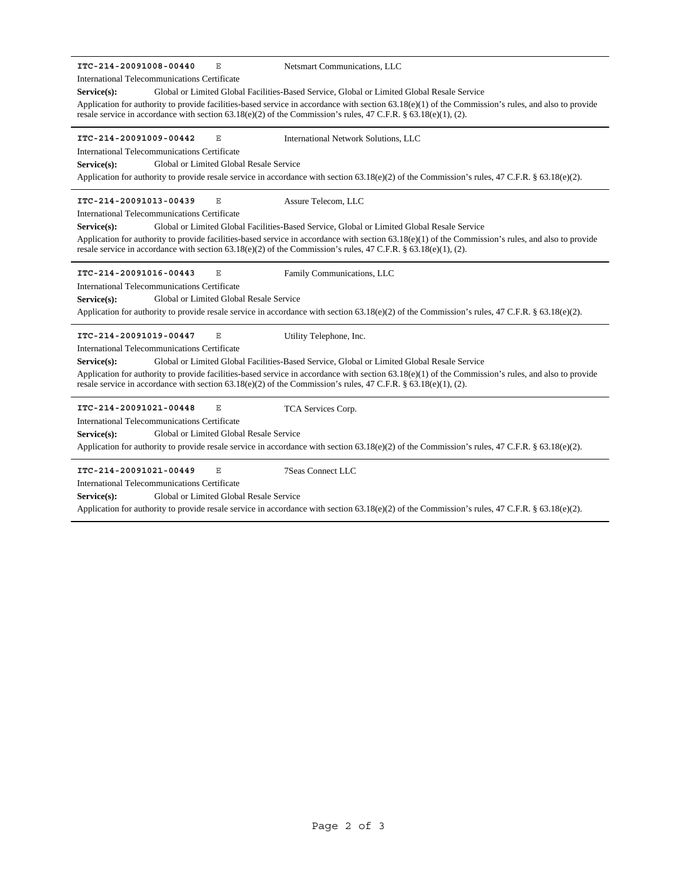---

**ITC-214-20091008-00440** E Netsmart Communications, LLC

International Telecommunications Certificate

**Service(s):** Global or Limited Global Facilities-Based Service, Global or Limited Global Resale Service

Application for authority to provide facilities-based service in accordance with section 63.18(e)(1) of the Commission's rules, and also to provide resale service in accordance with section 63.18(e)(2) of the Commission's rules, 47 C.F.R. § 63.18(e)(1), (2).

---

**ITC-214-20091009-00442** E International Network Solutions, LLC

International Telecommunications Certificate

**Service(s):** Global or Limited Global Resale Service

Application for authority to provide resale service in accordance with section 63.18(e)(2) of the Commission's rules, 47 C.F.R. § 63.18(e)(2).

---

**ITC-214-20091013-00439** E Assure Telecom, LLC

International Telecommunications Certificate

**Service(s):** Global or Limited Global Facilities-Based Service, Global or Limited Global Resale Service

Application for authority to provide facilities-based service in accordance with section 63.18(e)(1) of the Commission's rules, and also to provide resale service in accordance with section 63.18(e)(2) of the Commission's rules, 47 C.F.R. § 63.18(e)(1), (2).

---

**ITC-214-20091016-00443** E Family Communications, LLC

International Telecommunications Certificate

**Service(s):** Global or Limited Global Resale Service

Application for authority to provide resale service in accordance with section 63.18(e)(2) of the Commission's rules, 47 C.F.R. § 63.18(e)(2).

---

**ITC-214-20091019-00447** E Utility Telephone, Inc.

International Telecommunications Certificate

**Service(s):** Global or Limited Global Facilities-Based Service, Global or Limited Global Resale Service

Application for authority to provide facilities-based service in accordance with section 63.18(e)(1) of the Commission's rules, and also to provide resale service in accordance with section 63.18(e)(2) of the Commission's rules, 47 C.F.R. § 63.18(e)(1), (2).

---

**ITC-214-20091021-00448** E TCA Services Corp.

International Telecommunications Certificate

**Service(s):** Global or Limited Global Resale Service

Application for authority to provide resale service in accordance with section 63.18(e)(2) of the Commission's rules, 47 C.F.R. § 63.18(e)(2).

---

**ITC-214-20091021-00449** E 7Seas Connect LLC

International Telecommunications Certificate

**Service(s):** Global or Limited Global Resale Service

Application for authority to provide resale service in accordance with section 63.18(e)(2) of the Commission's rules, 47 C.F.R. § 63.18(e)(2).

---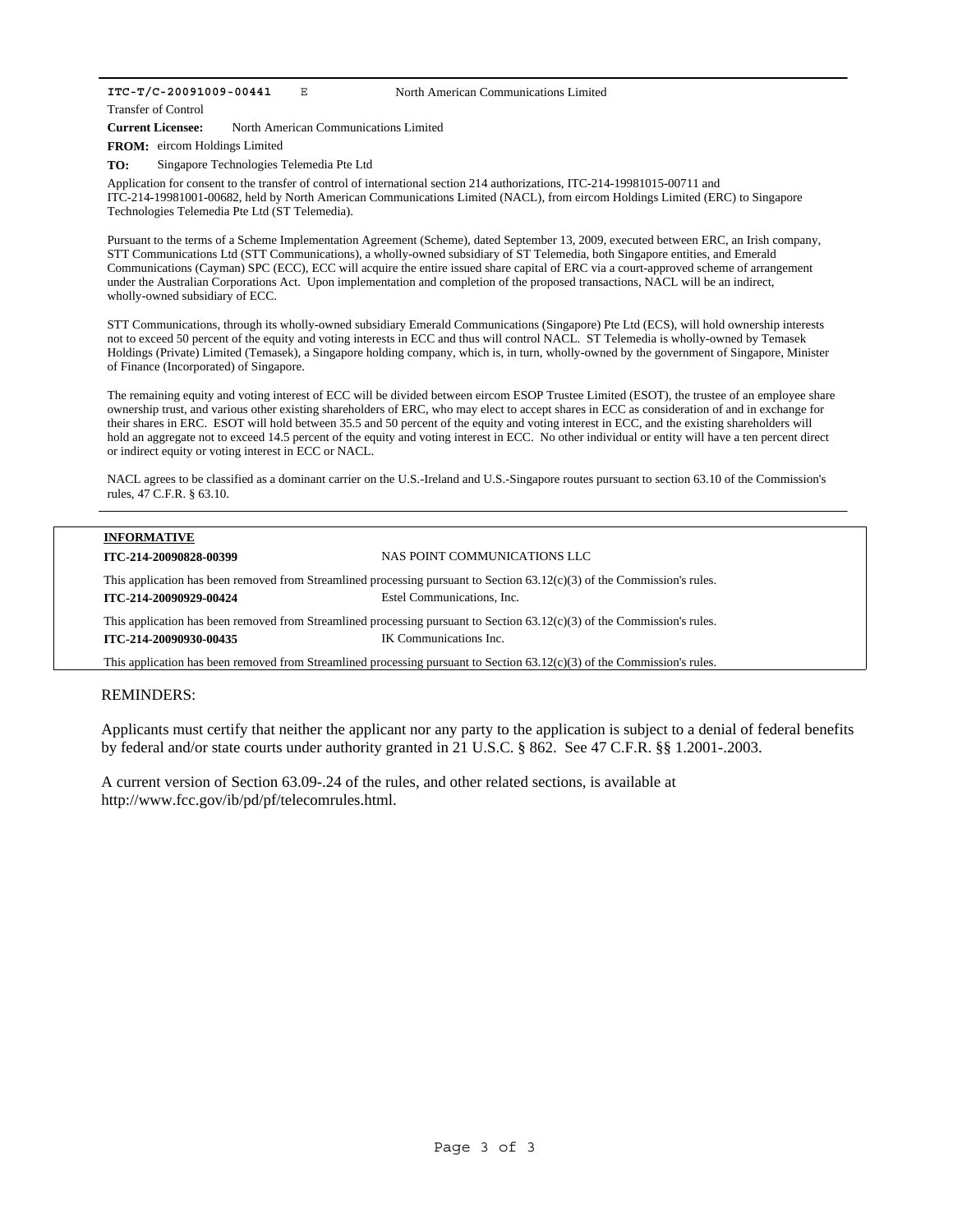**ITC-T/C-20091009-00441** E North American Communications Limited

Transfer of Control

**Current Licensee:** North American Communications Limited

**FROM:** eircom Holdings Limited

**TO:** Singapore Technologies Telemedia Pte Ltd

Application for consent to the transfer of control of international section 214 authorizations, ITC-214-19981015-00711 and ITC-214-19981001-00682, held by North American Communications Limited (NACL), from eircom Holdings Limited (ERC) to Singapore Technologies Telemedia Pte Ltd (ST Telemedia).

Pursuant to the terms of a Scheme Implementation Agreement (Scheme), dated September 13, 2009, executed between ERC, an Irish company, STT Communications Ltd (STT Communications), a wholly-owned subsidiary of ST Telemedia, both Singapore entities, and Emerald Communications (Cayman) SPC (ECC), ECC will acquire the entire issued share capital of ERC via a court-approved scheme of arrangement under the Australian Corporations Act. Upon implementation and completion of the proposed transactions, NACL will be an indirect, wholly-owned subsidiary of ECC.

STT Communications, through its wholly-owned subsidiary Emerald Communications (Singapore) Pte Ltd (ECS), will hold ownership interests not to exceed 50 percent of the equity and voting interests in ECC and thus will control NACL. ST Telemedia is wholly-owned by Temasek Holdings (Private) Limited (Temasek), a Singapore holding company, which is, in turn, wholly-owned by the government of Singapore, Minister of Finance (Incorporated) of Singapore.

The remaining equity and voting interest of ECC will be divided between eircom ESOP Trustee Limited (ESOT), the trustee of an employee share ownership trust, and various other existing shareholders of ERC, who may elect to accept shares in ECC as consideration of and in exchange for their shares in ERC. ESOT will hold between 35.5 and 50 percent of the equity and voting interest in ECC, and the existing shareholders will hold an aggregate not to exceed 14.5 percent of the equity and voting interest in ECC. No other individual or entity will have a ten percent direct or indirect equity or voting interest in ECC or NACL.

NACL agrees to be classified as a dominant carrier on the U.S.-Ireland and U.S.-Singapore routes pursuant to section 63.10 of the Commission's rules, 47 C.F.R. § 63.10.

**INFORMATIVE**

**ITC-214-20090828-00399** NAS POINT COMMUNICATIONS LLC

This application has been removed from Streamlined processing pursuant to Section 63.12(c)(3) of the Commission's rules.

**ITC-214-20090929-00424** Estel Communications, Inc.

This application has been removed from Streamlined processing pursuant to Section 63.12(c)(3) of the Commission's rules.

**ITC-214-20090930-00435** IK Communications Inc.

This application has been removed from Streamlined processing pursuant to Section 63.12(c)(3) of the Commission's rules.

REMINDERS:

Applicants must certify that neither the applicant nor any party to the application is subject to a denial of federal benefits by federal and/or state courts under authority granted in 21 U.S.C. § 862. See 47 C.F.R. §§ 1.2001-.2003.

A current version of Section 63.09-.24 of the rules, and other related sections, is available at http://www.fcc.gov/ib/pd/pf/telecomrules.html.